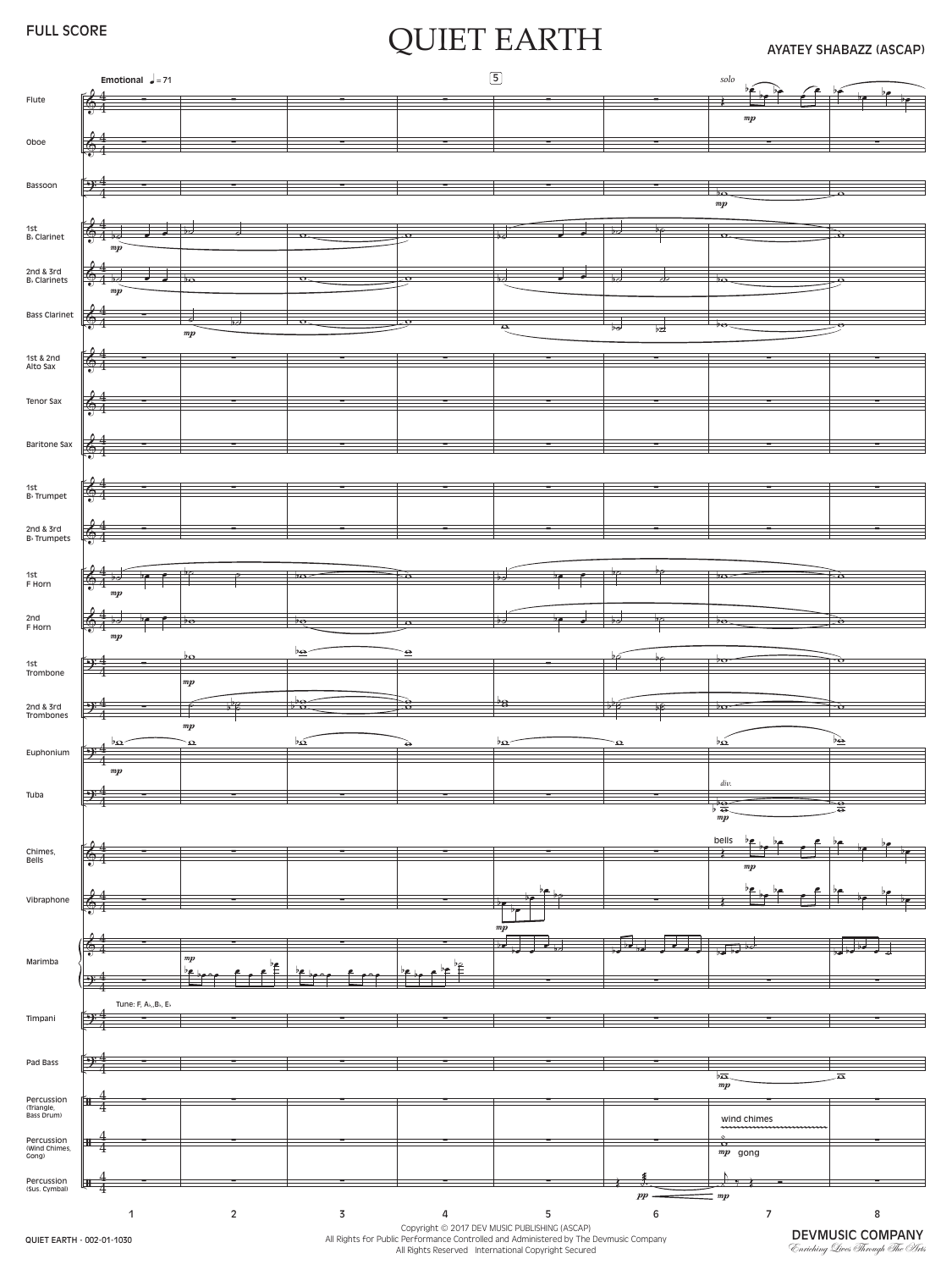FULL SCORE

# QUIET EARTH

AYATEY SHABAZZ (ASCAP)

Emotional ♩ = 71

Flute, Oboe, Bassoon, 1st B♭ Clarinet, 2nd & 3rd B♭ Clarinets, Bass Clarinet, 1st & 2nd Alto Sax, Tenor Sax, Baritone Sax, 1st B♭ Trumpet, 2nd & 3rd B♭ Trumpets, 1st F Horn, 2nd F Horn, 1st Trombone, 2nd & 3rd Trombones, Euphonium, Tuba, Chimes, Bells, Vibraphone, Marimba, Timpani, Pad Bass, Percussion (Triangle, Bass Drum), Percussion (Wind Chimes, Gong), Percussion (Sus. Cymbal)

Tune: F, A♭, B♭, E♭

solo · div. · bells · wind chimes · gong

mp · pp · mp

Copyright © 2017 DEV MUSIC PUBLISHING (ASCAP)
All Rights for Public Performance Controlled and Administered by The Devmusic Company
All Rights Reserved International Copyright Secured

QUIET EARTH - 002-01-1030

DEVMUSIC COMPANY
*Enriching Lives Through The Arts*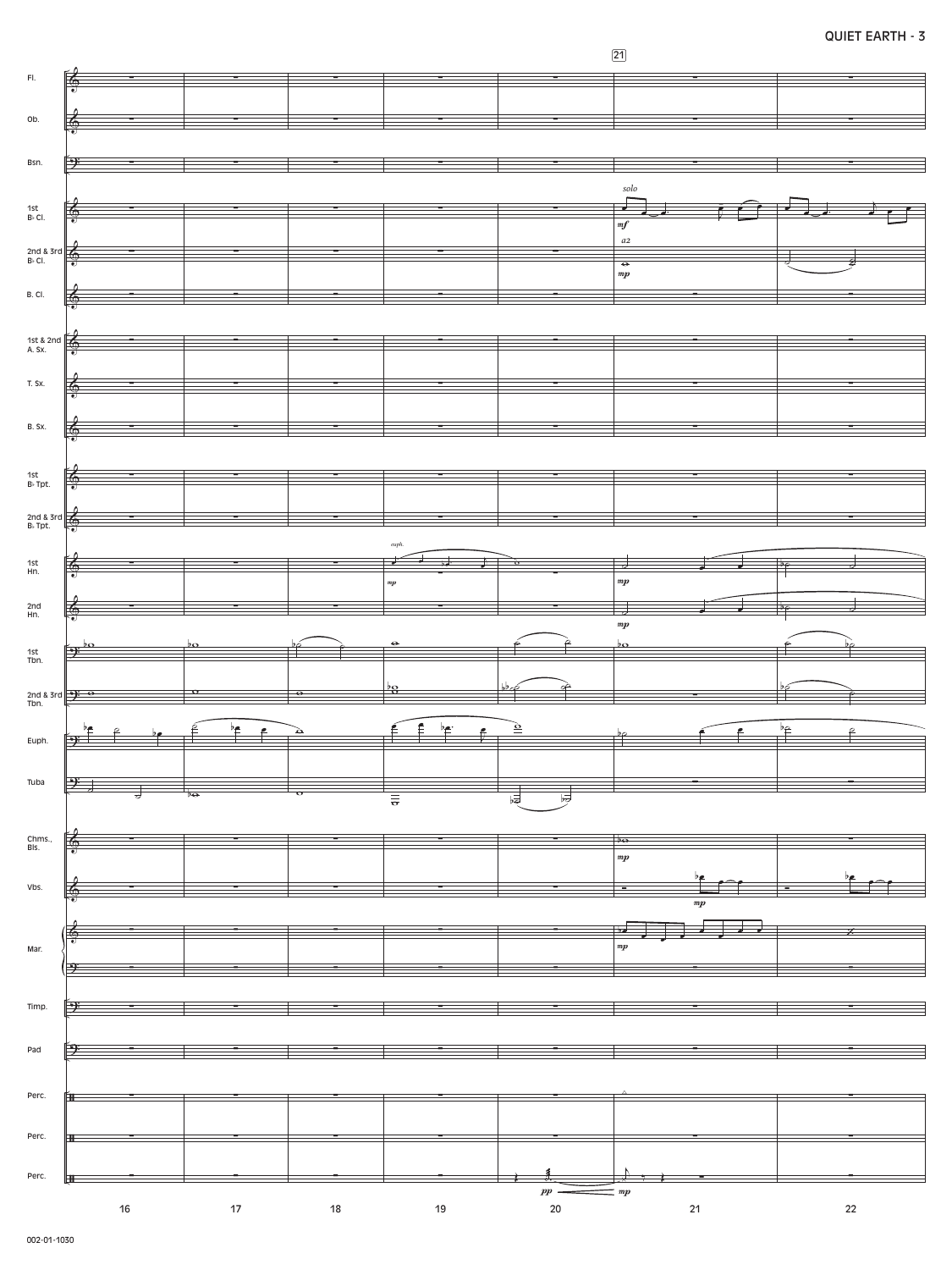Fl.

Ob.

Bsn.

1st B♭ Cl.

2nd & 3rd B♭ Cl.

B. Cl.

1st & 2nd A. Sx.

T. Sx.

B. Sx.

1st B♭ Tpt.

2nd & 3rd B♭ Tpt.

1st Hn.

2nd Hn.

1st Tbn.

2nd & 3rd Tbn.

Euph.

Tuba

Chms., Bls.

Vbs.

Mar.

Timp.

Pad

Perc.

Perc.

Perc.

21

*solo*

*mf*

*a2*

*mp*

*euph.*

*mp*

*mp*

*mp*

*mp*

*mp*

*mp*

*pp*

*mp*

16 17 18 19 20 21 22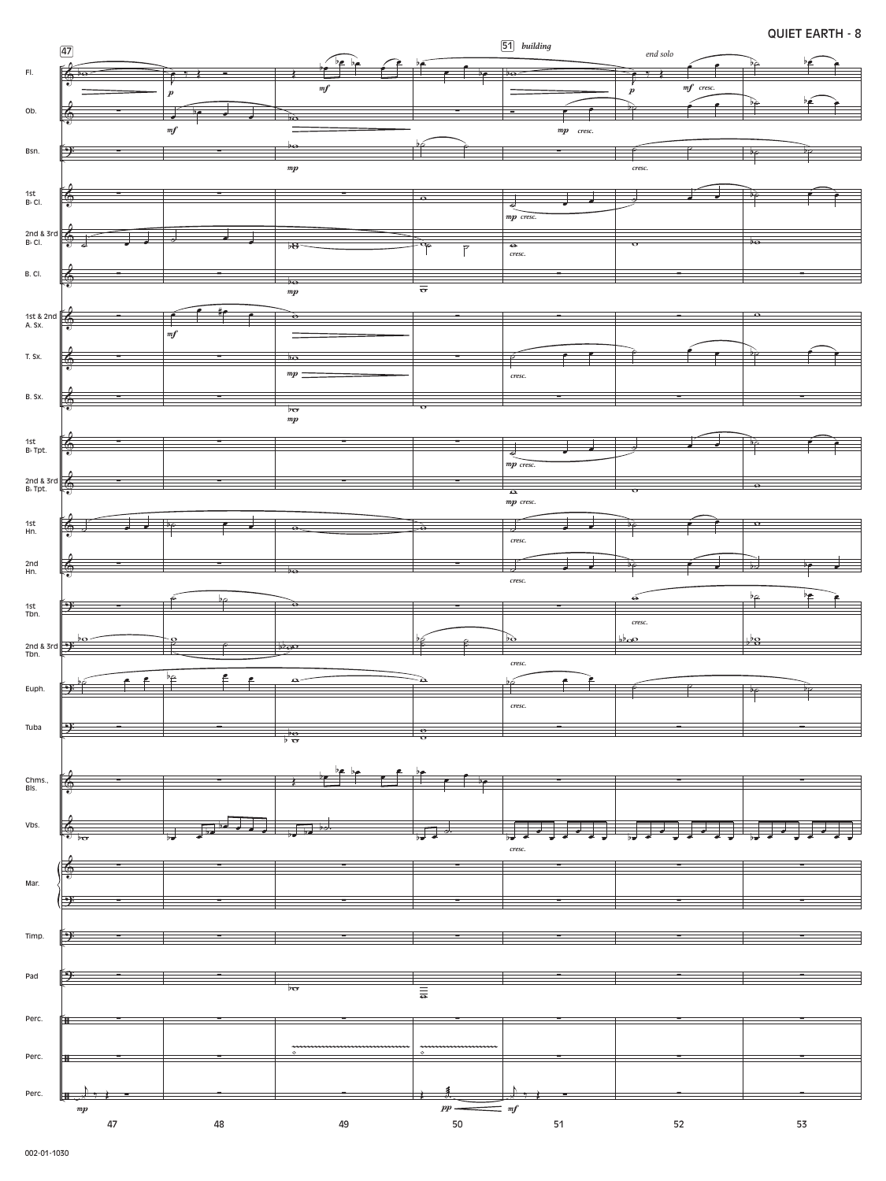47

51 *building*

*end solo*

Fl.

Ob.

Bsn.

1st B♭ Cl.

2nd & 3rd B♭ Cl.

B. Cl.

1st & 2nd A. Sx.

T. Sx.

B. Sx.

1st B♭ Tpt.

2nd & 3rd B♭ Tpt.

1st Hn.

2nd Hn.

1st Tbn.

2nd & 3rd Tbn.

Euph.

Tuba

Chms., Bls.

Vbs.

Mar.

Timp.

Pad

Perc.

Perc.

Perc.

47 48 49 50 51 52 53

002-01-1030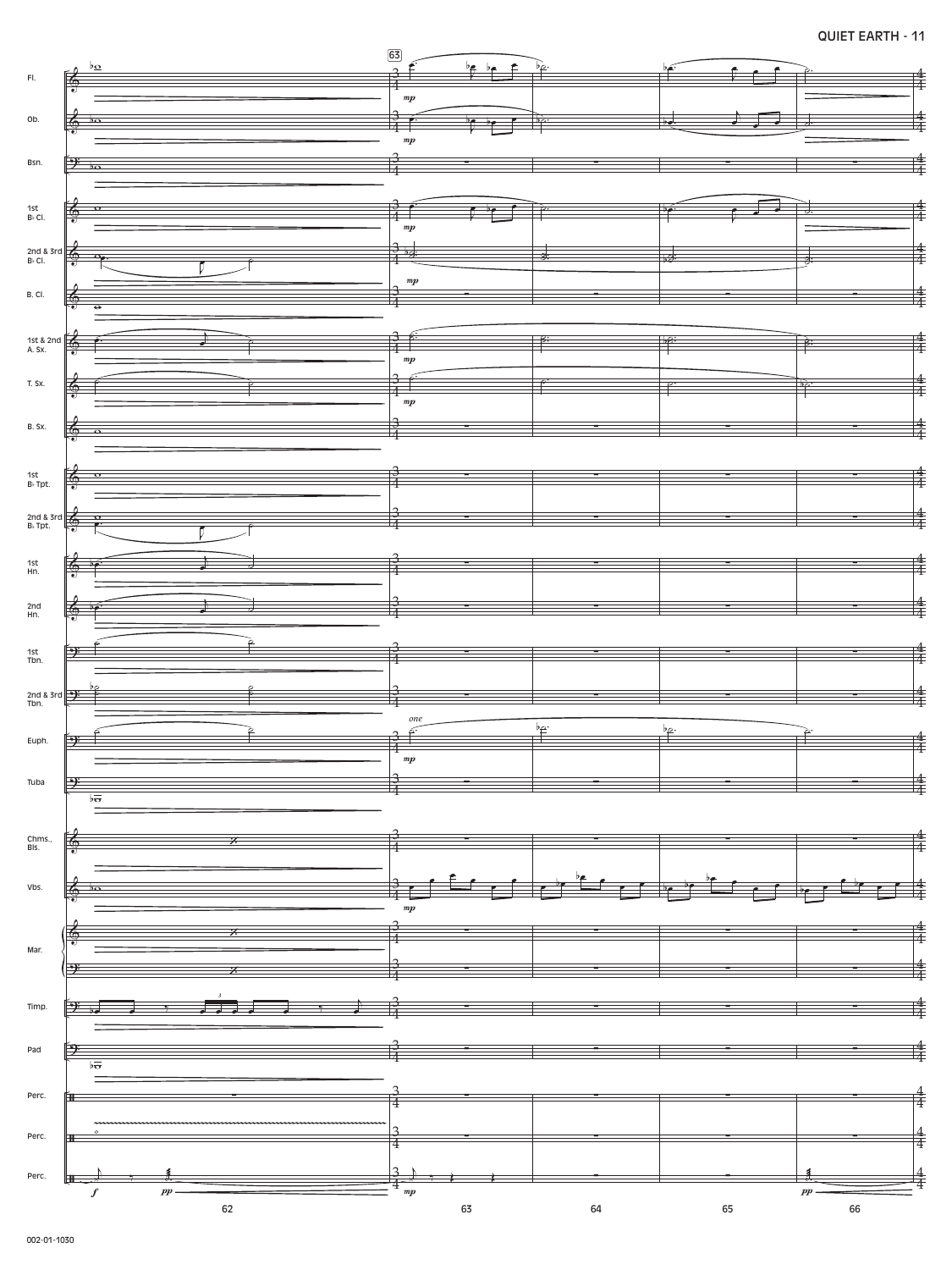Fl.

Ob.

Bsn.

1st B♭ Cl.

2nd & 3rd B♭ Cl.

B. Cl.

1st & 2nd A. Sx.

T. Sx.

B. Sx.

1st B♭ Tpt.

2nd & 3rd B♭ Tpt.

1st Hn.

2nd Hn.

1st Tbn.

2nd & 3rd Tbn.

Euph.

Tuba

Chms., Bls.

Vbs.

Mar.

Timp.

Pad

Perc.

Perc.

Perc.

63

*mp*

*one*

*f* *pp*

62 63 64 65 66

002-01-1030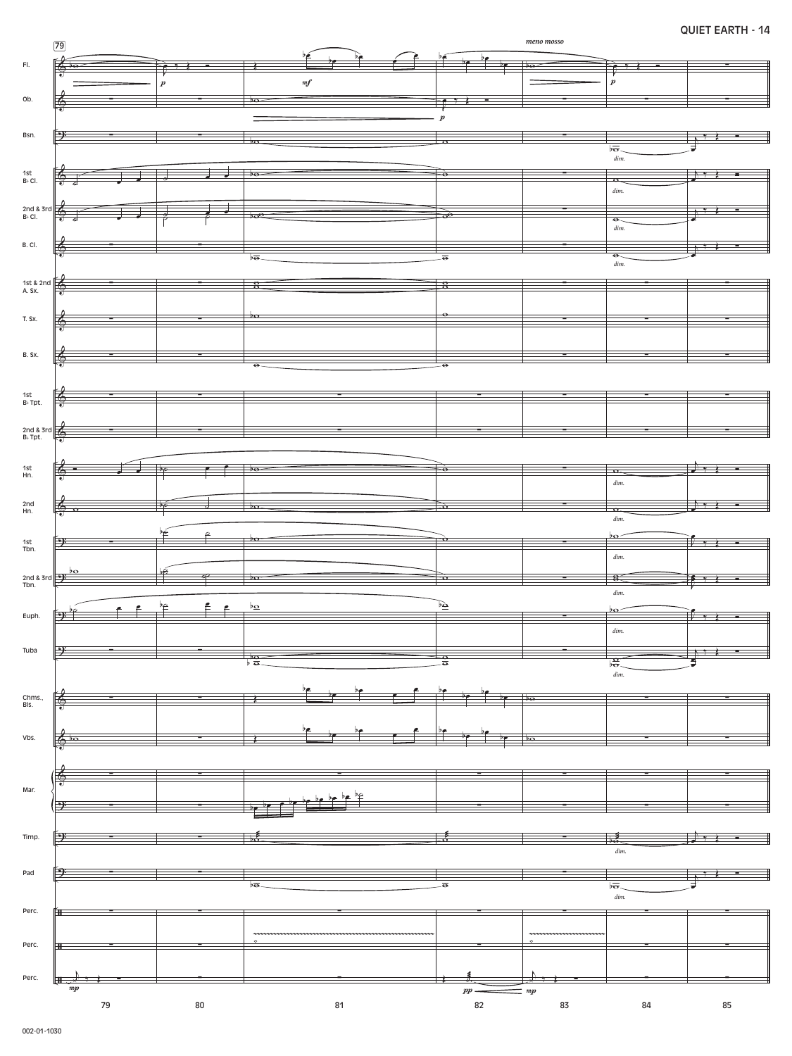79

meno mosso

Fl.

Ob.

Bsn.

1st B♭ Cl.

2nd & 3rd B♭ Cl.

B. Cl.

1st & 2nd A. Sx.

T. Sx.

B. Sx.

1st B♭ Tpt.

2nd & 3rd B♭ Tpt.

1st Hn.

2nd Hn.

1st Tbn.

2nd & 3rd Tbn.

Euph.

Tuba

Chms., Bls.

Vbs.

Mar.

Timp.

Pad

Perc.

Perc.

Perc.

*p* *mf* *p* *p* *dim.* *mp* *pp* *mp*

79 80 81 82 83 84 85

002-01-1030